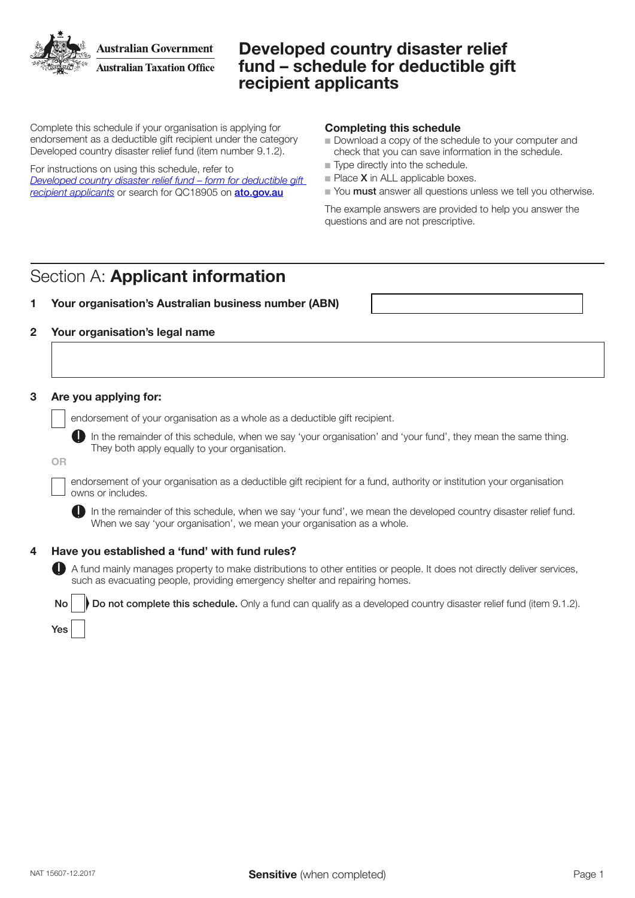Australian Government

Australian Taxation Office

# Developed country disaster relief fund – schedule for deductible gift recipient applicants

Complete this schedule if your organisation is applying for endorsement as a deductible gift recipient under the category Developed country disaster relief fund (item number 9.1.2).

For instructions on using this schedule, refer to *Developed country disaster relief fund – form for deductible gift recipient applicants* or search for QC18905 on **ato.gov.au**

### Completing this schedule

- Download a copy of the schedule to your computer and check that you can save information in the schedule.
- Type directly into the schedule.
- Place **X** in ALL applicable boxes.
- You **must** answer all questions unless we tell you otherwise.

The example answers are provided to help you answer the questions and are not prescriptive.

## Section A: Applicant information

**1 Your organisation's Australian business number (ABN)**

**2 Your organisation's legal name**

**3 Are you applying for:**

☐ endorsement of your organisation as a whole as a deductible gift recipient.

In the remainder of this schedule, when we say 'your organisation' and 'your fund', they mean the same thing. They both apply equally to your organisation.

OR

☐ endorsement of your organisation as a deductible gift recipient for a fund, authority or institution your organisation owns or includes.

In the remainder of this schedule, when we say 'your fund', we mean the developed country disaster relief fund. When we say 'your organisation', we mean your organisation as a whole.

**4 Have you established a 'fund' with fund rules?**

A fund mainly manages property to make distributions to other entities or people. It does not directly deliver services, such as evacuating people, providing emergency shelter and repairing homes.

No ☐ **Do not complete this schedule.** Only a fund can qualify as a developed country disaster relief fund (item 9.1.2).

Yes ☐

NAT 15607-12.2017

**Sensitive** (when completed)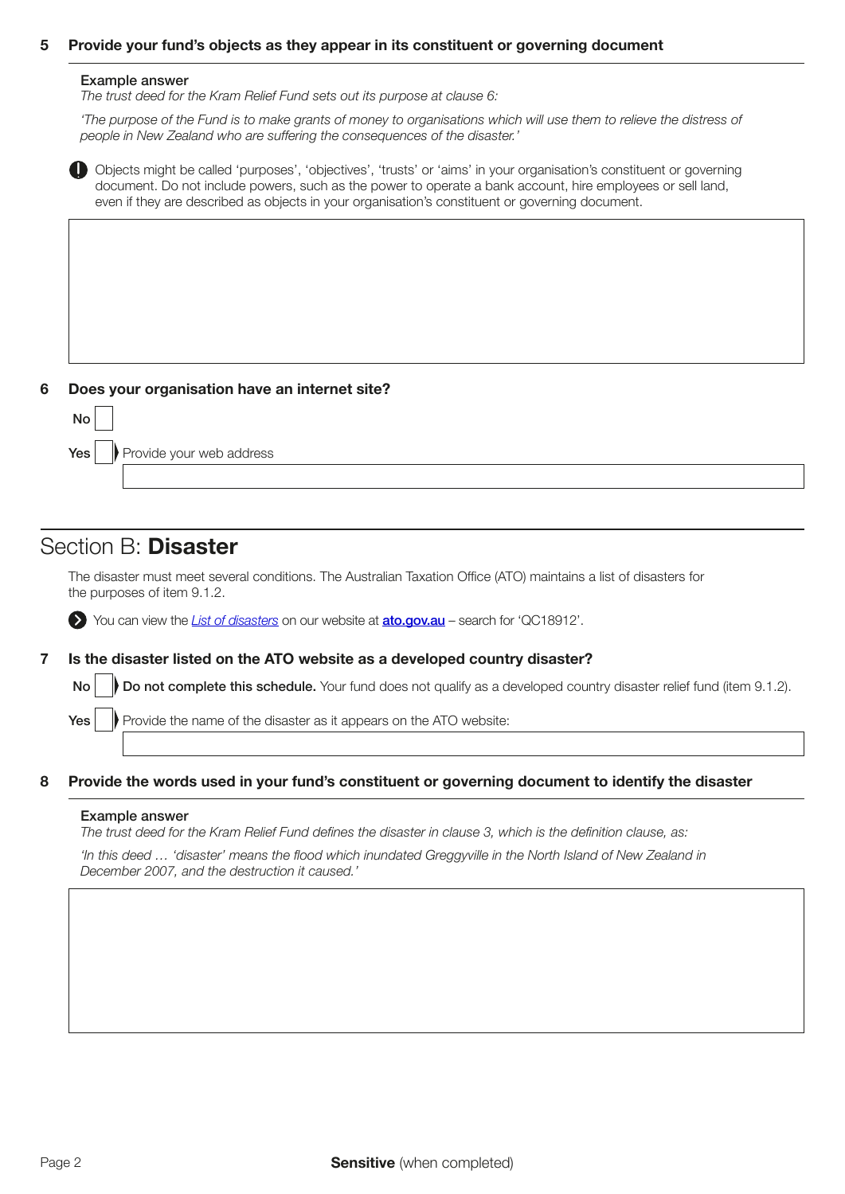**5 Provide your fund's objects as they appear in its constituent or governing document**

**Example answer**

*The trust deed for the Kram Relief Fund sets out its purpose at clause 6:*

*'The purpose of the Fund is to make grants of money to organisations which will use them to relieve the distress of people in New Zealand who are suffering the consequences of the disaster.'*

Objects might be called 'purposes', 'objectives', 'trusts' or 'aims' in your organisation's constituent or governing document. Do not include powers, such as the power to operate a bank account, hire employees or sell land, even if they are described as objects in your organisation's constituent or governing document.

**6 Does your organisation have an internet site?**

**No** ☐

**Yes** ☐ Provide your web address

## Section B: **Disaster**

The disaster must meet several conditions. The Australian Taxation Office (ATO) maintains a list of disasters for the purposes of item 9.1.2.

You can view the *List of disasters* on our website at **ato.gov.au** – search for 'QC18912'.

**7 Is the disaster listed on the ATO website as a developed country disaster?**

**No** ☐ **Do not complete this schedule.** Your fund does not qualify as a developed country disaster relief fund (item 9.1.2).

**Yes** ☐ Provide the name of the disaster as it appears on the ATO website:

**8 Provide the words used in your fund's constituent or governing document to identify the disaster**

**Example answer**

*The trust deed for the Kram Relief Fund defines the disaster in clause 3, which is the definition clause, as:*

*'In this deed … 'disaster' means the flood which inundated Greggyville in the North Island of New Zealand in December 2007, and the destruction it caused.'*

**Sensitive** (when completed)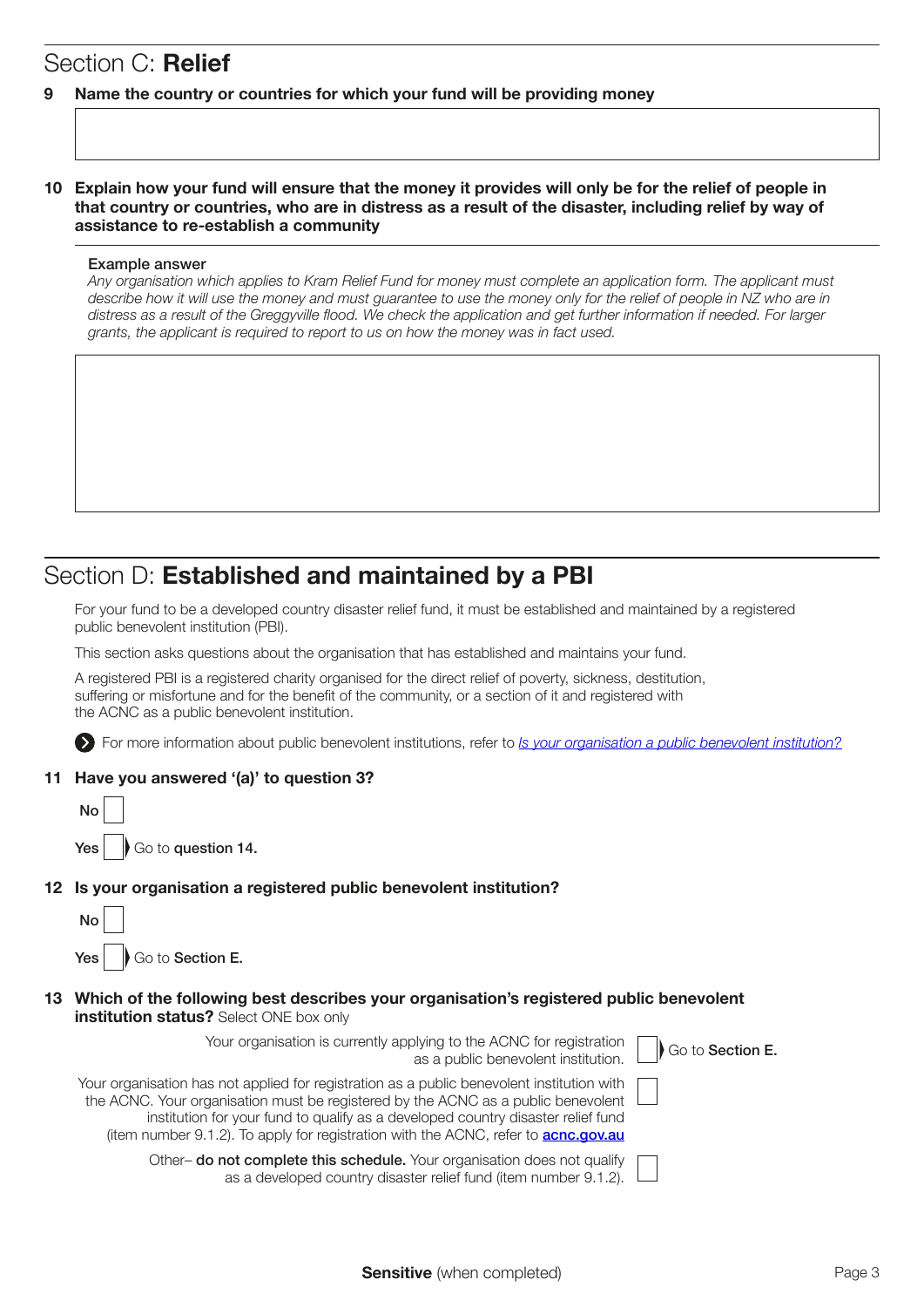## Section C: **Relief**

**9 Name the country or countries for which your fund will be providing money**

**10 Explain how your fund will ensure that the money it provides will only be for the relief of people in that country or countries, who are in distress as a result of the disaster, including relief by way of assistance to re-establish a community**

Example answer

*Any organisation which applies to Kram Relief Fund for money must complete an application form. The applicant must describe how it will use the money and must guarantee to use the money only for the relief of people in NZ who are in distress as a result of the Greggyville flood. We check the application and get further information if needed. For larger grants, the applicant is required to report to us on how the money was in fact used.*

## Section D: **Established and maintained by a PBI**

For your fund to be a developed country disaster relief fund, it must be established and maintained by a registered public benevolent institution (PBI).

This section asks questions about the organisation that has established and maintains your fund.

A registered PBI is a registered charity organised for the direct relief of poverty, sickness, destitution, suffering or misfortune and for the benefit of the community, or a section of it and registered with the ACNC as a public benevolent institution.

For more information about public benevolent institutions, refer to *Is your organisation a public benevolent institution?*

**11 Have you answered '(a)' to question 3?**

No ☐

Yes ☐ Go to **question 14.**

**12 Is your organisation a registered public benevolent institution?**

No ☐

Yes ☐ Go to **Section E.**

**13 Which of the following best describes your organisation's registered public benevolent institution status?** Select ONE box only

Your organisation is currently applying to the ACNC for registration as a public benevolent institution. ☐ Go to **Section E.**

Your organisation has not applied for registration as a public benevolent institution with the ACNC. Your organisation must be registered by the ACNC as a public benevolent institution for your fund to qualify as a developed country disaster relief fund (item number 9.1.2). To apply for registration with the ACNC, refer to **acnc.gov.au** ☐

Other– **do not complete this schedule.** Your organisation does not qualify as a developed country disaster relief fund (item number 9.1.2). ☐

**Sensitive** (when completed)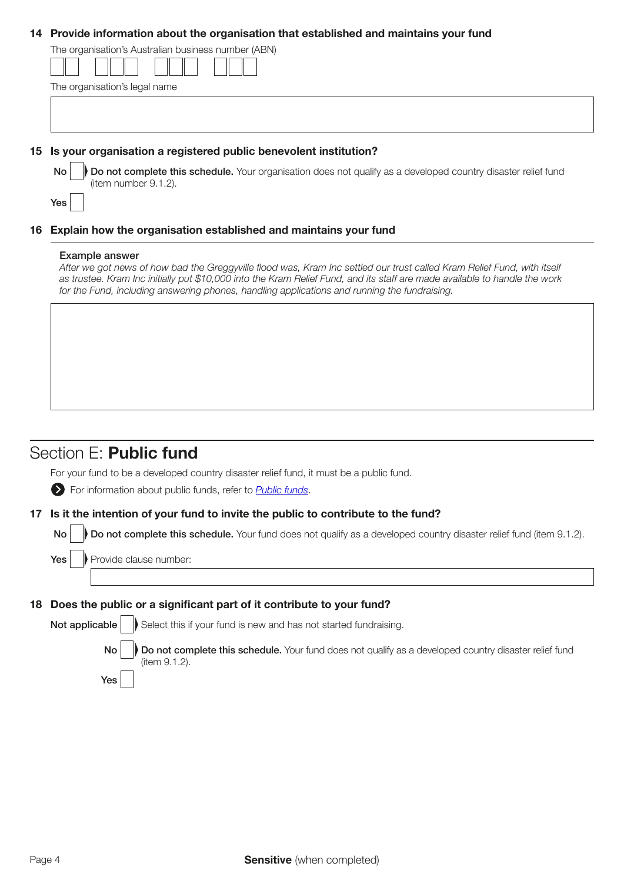**14 Provide information about the organisation that established and maintains your fund**

The organisation's Australian business number (ABN)

The organisation's legal name

**15 Is your organisation a registered public benevolent institution?**

**No** ▶ **Do not complete this schedule.** Your organisation does not qualify as a developed country disaster relief fund (item number 9.1.2).

**Yes**

**16 Explain how the organisation established and maintains your fund**

**Example answer**

*After we got news of how bad the Greggyville flood was, Kram Inc settled our trust called Kram Relief Fund, with itself as trustee. Kram Inc initially put $10,000 into the Kram Relief Fund, and its staff are made available to handle the work for the Fund, including answering phones, handling applications and running the fundraising.*

## Section E: **Public fund**

For your fund to be a developed country disaster relief fund, it must be a public fund.

For information about public funds, refer to *Public funds*.

**17 Is it the intention of your fund to invite the public to contribute to the fund?**

**No** ▶ **Do not complete this schedule.** Your fund does not qualify as a developed country disaster relief fund (item 9.1.2).

**Yes** ▶ Provide clause number:

**18 Does the public or a significant part of it contribute to your fund?**

**Not applicable** ▶ Select this if your fund is new and has not started fundraising.

**No** ▶ **Do not complete this schedule.** Your fund does not qualify as a developed country disaster relief fund (item 9.1.2).

**Yes**

**Sensitive** (when completed)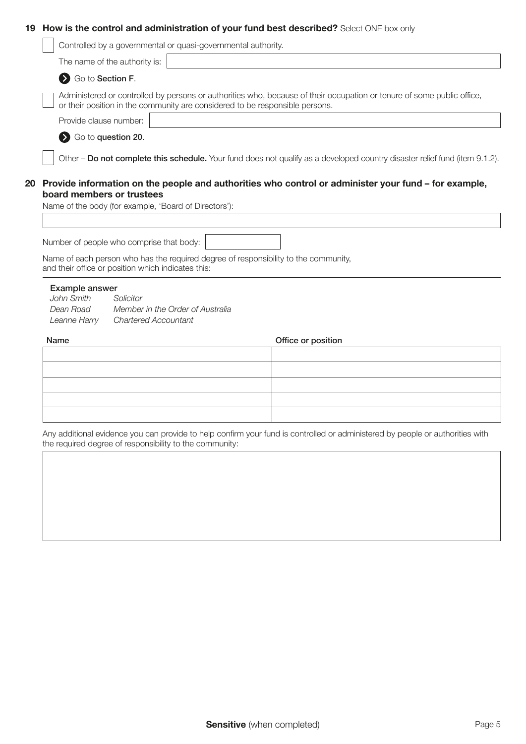**19 How is the control and administration of your fund best described?** Select ONE box only

- [ ] Controlled by a governmental or quasi-governmental authority.

  The name of the authority is: ____________________

  ➔ Go to **Section F**.

- [ ] Administered or controlled by persons or authorities who, because of their occupation or tenure of some public office, or their position in the community are considered to be responsible persons.

  Provide clause number: ____________________

  ➔ Go to **question 20**.

- [ ] Other – **Do not complete this schedule.** Your fund does not qualify as a developed country disaster relief fund (item 9.1.2).

**20 Provide information on the people and authorities who control or administer your fund – for example, board members or trustees**

Name of the body (for example, 'Board of Directors'):

____________________

Number of people who comprise that body: ____________________

Name of each person who has the required degree of responsibility to the community, and their office or position which indicates this:

**Example answer**

| | |
|---|---|
| *John Smith* | *Solicitor* |
| *Dean Road* | *Member in the Order of Australia* |
| *Leanne Harry* | *Chartered Accountant* |

| Name | Office or position |
|---|---|
| | |
| | |
| | |
| | |
| | |

Any additional evidence you can provide to help confirm your fund is controlled or administered by people or authorities with the required degree of responsibility to the community:

____________________

**Sensitive** (when completed)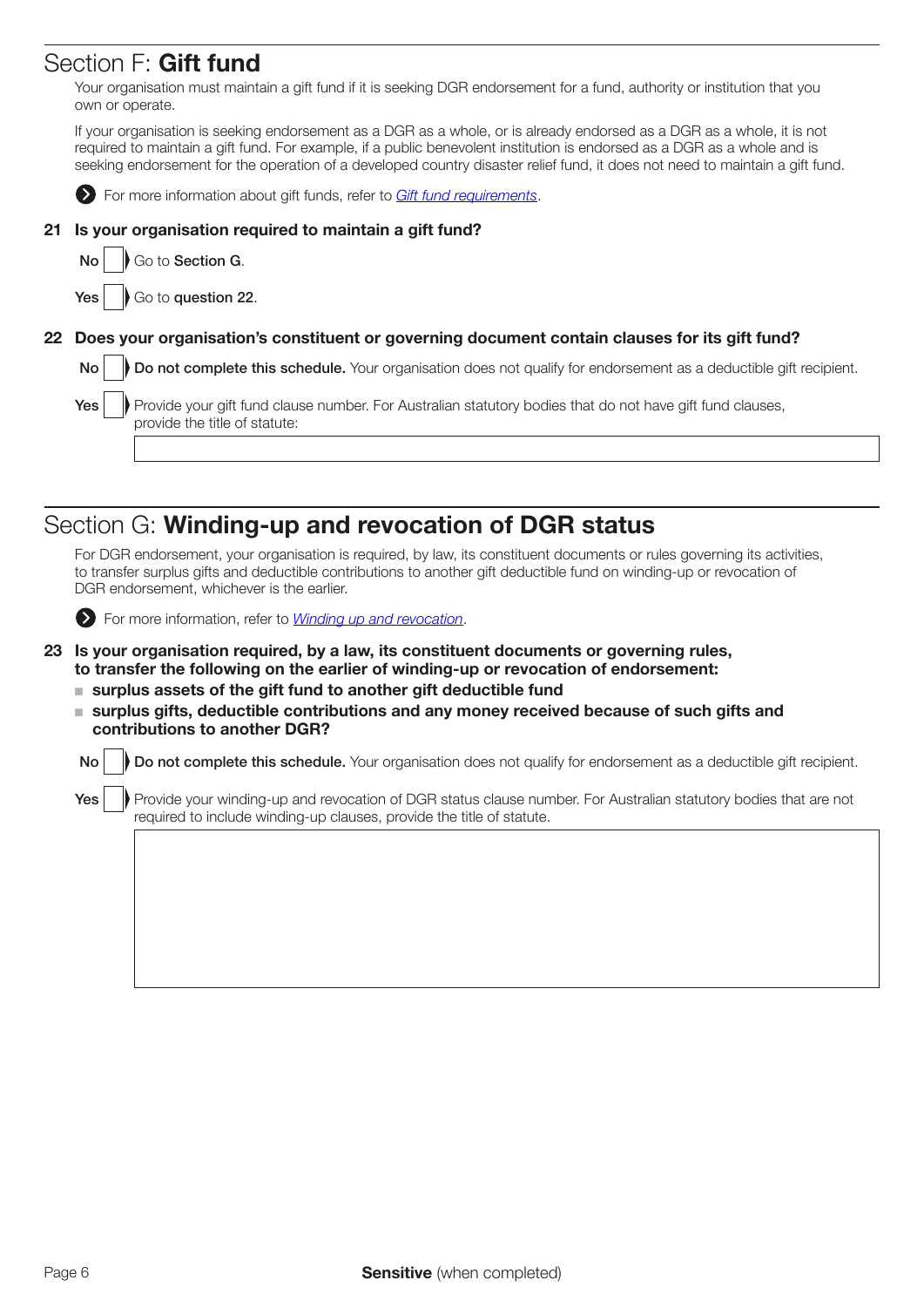## Section F: **Gift fund**

Your organisation must maintain a gift fund if it is seeking DGR endorsement for a fund, authority or institution that you own or operate.

If your organisation is seeking endorsement as a DGR as a whole, or is already endorsed as a DGR as a whole, it is not required to maintain a gift fund. For example, if a public benevolent institution is endorsed as a DGR as a whole and is seeking endorsement for the operation of a developed country disaster relief fund, it does not need to maintain a gift fund.

For more information about gift funds, refer to *Gift fund requirements*.

**21 Is your organisation required to maintain a gift fund?**

No [ ] Go to **Section G**.

Yes [ ] Go to **question 22**.

**22 Does your organisation's constituent or governing document contain clauses for its gift fund?**

No [ ] **Do not complete this schedule.** Your organisation does not qualify for endorsement as a deductible gift recipient.

Yes [ ] Provide your gift fund clause number. For Australian statutory bodies that do not have gift fund clauses, provide the title of statute:

[ ]

## Section G: **Winding-up and revocation of DGR status**

For DGR endorsement, your organisation is required, by law, its constituent documents or rules governing its activities, to transfer surplus gifts and deductible contributions to another gift deductible fund on winding-up or revocation of DGR endorsement, whichever is the earlier.

For more information, refer to *Winding up and revocation*.

**23 Is your organisation required, by a law, its constituent documents or governing rules, to transfer the following on the earlier of winding-up or revocation of endorsement:**

- **surplus assets of the gift fund to another gift deductible fund**
- **surplus gifts, deductible contributions and any money received because of such gifts and contributions to another DGR?**

No [ ] **Do not complete this schedule.** Your organisation does not qualify for endorsement as a deductible gift recipient.

Yes [ ] Provide your winding-up and revocation of DGR status clause number. For Australian statutory bodies that are not required to include winding-up clauses, provide the title of statute.

[ ]

**Sensitive** (when completed)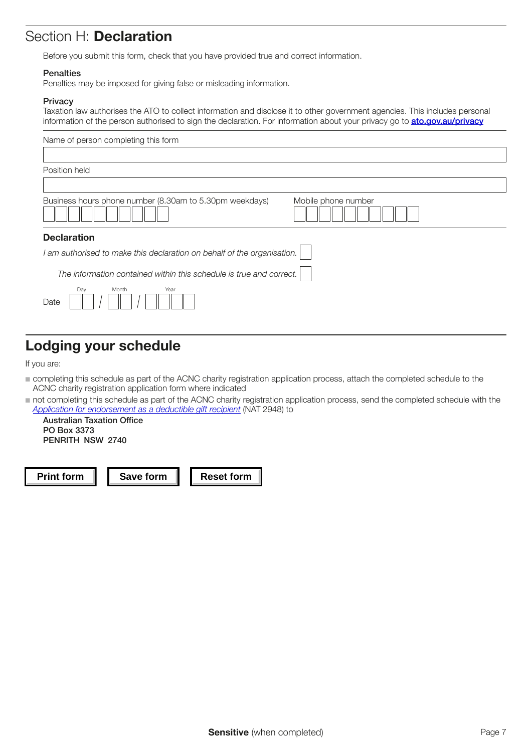## Section H: **Declaration**

Before you submit this form, check that you have provided true and correct information.

**Penalties**

Penalties may be imposed for giving false or misleading information.

**Privacy**

Taxation law authorises the ATO to collect information and disclose it to other government agencies. This includes personal information of the person authorised to sign the declaration. For information about your privacy go to **ato.gov.au/privacy**

Name of person completing this form

Position held

Business hours phone number (8.30am to 5.30pm weekdays)

Mobile phone number

**Declaration**

*I am authorised to make this declaration on behalf of the organisation.*

*The information contained within this schedule is true and correct.*

Date Day / Month / Year

## Lodging your schedule

If you are:

- completing this schedule as part of the ACNC charity registration application process, attach the completed schedule to the ACNC charity registration application form where indicated
- not completing this schedule as part of the ACNC charity registration application process, send the completed schedule with the *Application for endorsement as a deductible gift recipient* (NAT 2948) to

**Australian Taxation Office**
**PO Box 3373**
**PENRITH NSW 2740**

**Print form** **Save form** **Reset form**

**Sensitive** (when completed)